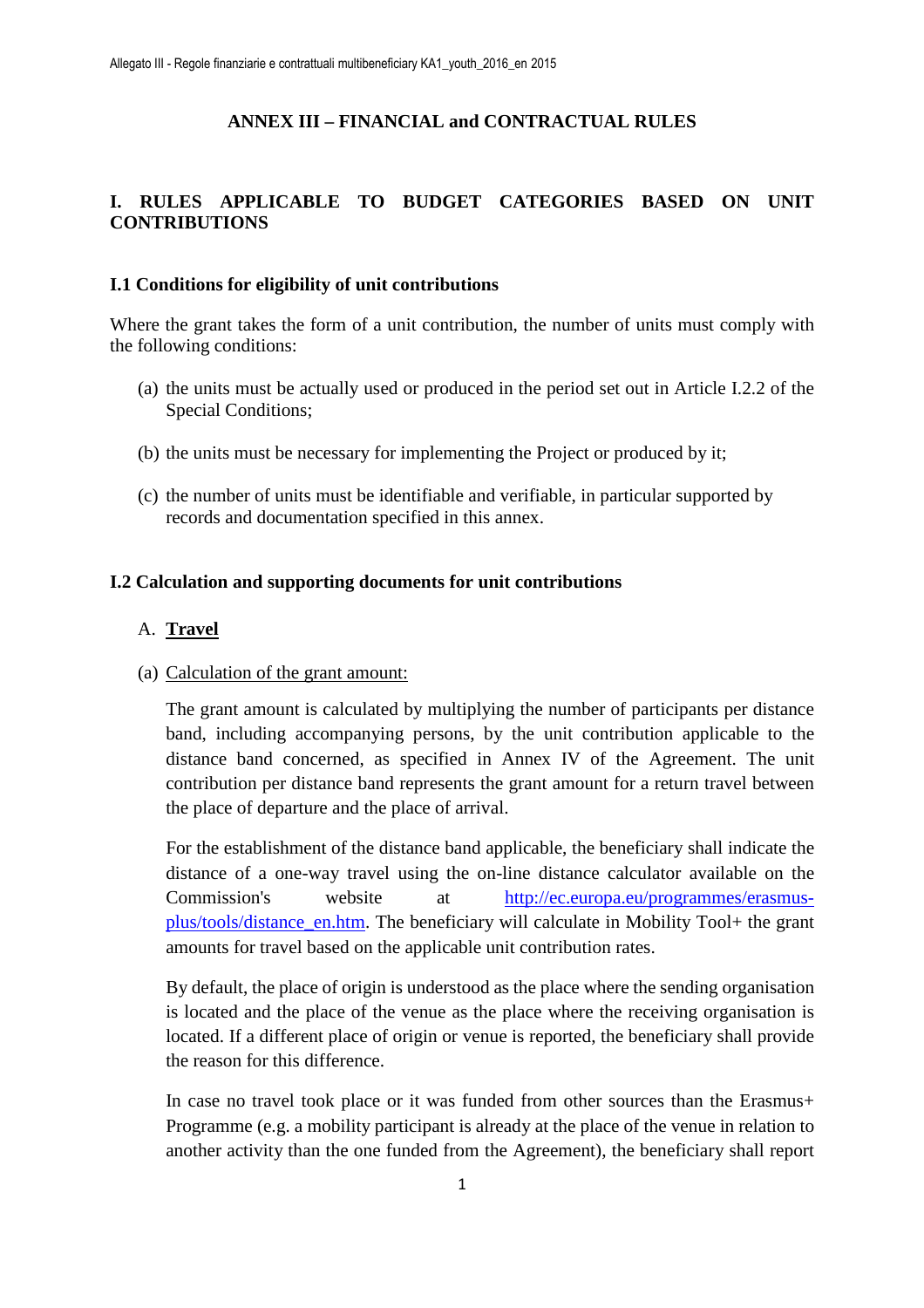# ANNEX III – FINANCIAL and CONTRACTUAL RULES

## I. RULES APPLICABLE TO BUDGET CATEGORIES BASED ON UNIT CONTRIBUTIONS

### I.1 Conditions for eligibility of unit contributions

Where the grant takes the form of a unit contribution, the number of units must comply with the following conditions:

(a) the units must be actually used or produced in the period set out in Article I.2.2 of the Special Conditions;

(b) the units must be necessary for implementing the Project or produced by it;

(c) the number of units must be identifiable and verifiable, in particular supported by records and documentation specified in this annex.

### I.2 Calculation and supporting documents for unit contributions

A. **<u>Travel</u>**

(a) <u>Calculation of the grant amount:</u>

The grant amount is calculated by multiplying the number of participants per distance band, including accompanying persons, by the unit contribution applicable to the distance band concerned, as specified in Annex IV of the Agreement. The unit contribution per distance band represents the grant amount for a return travel between the place of departure and the place of arrival.

For the establishment of the distance band applicable, the beneficiary shall indicate the distance of a one-way travel using the on-line distance calculator available on the Commission's website at [http://ec.europa.eu/programmes/erasmus-plus/tools/distance_en.htm](http://ec.europa.eu/programmes/erasmus-plus/tools/distance_en.htm). The beneficiary will calculate in Mobility Tool+ the grant amounts for travel based on the applicable unit contribution rates.

By default, the place of origin is understood as the place where the sending organisation is located and the place of the venue as the place where the receiving organisation is located. If a different place of origin or venue is reported, the beneficiary shall provide the reason for this difference.

In case no travel took place or it was funded from other sources than the Erasmus+ Programme (e.g. a mobility participant is already at the place of the venue in relation to another activity than the one funded from the Agreement), the beneficiary shall report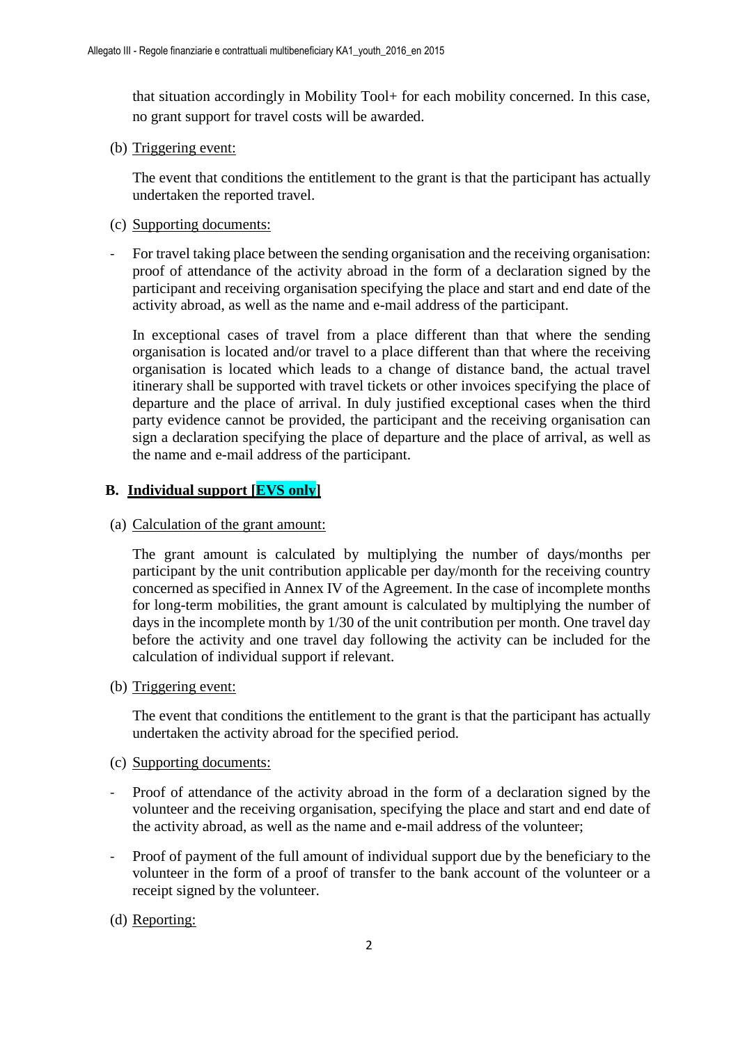that situation accordingly in Mobility Tool+ for each mobility concerned. In this case, no grant support for travel costs will be awarded.

(b) Triggering event:

The event that conditions the entitlement to the grant is that the participant has actually undertaken the reported travel.

(c) Supporting documents:

- For travel taking place between the sending organisation and the receiving organisation: proof of attendance of the activity abroad in the form of a declaration signed by the participant and receiving organisation specifying the place and start and end date of the activity abroad, as well as the name and e-mail address of the participant.

  In exceptional cases of travel from a place different than that where the sending organisation is located and/or travel to a place different than that where the receiving organisation is located which leads to a change of distance band, the actual travel itinerary shall be supported with travel tickets or other invoices specifying the place of departure and the place of arrival. In duly justified exceptional cases when the third party evidence cannot be provided, the participant and the receiving organisation can sign a declaration specifying the place of departure and the place of arrival, as well as the name and e-mail address of the participant.

## B. Individual support [EVS only]

(a) Calculation of the grant amount:

The grant amount is calculated by multiplying the number of days/months per participant by the unit contribution applicable per day/month for the receiving country concerned as specified in Annex IV of the Agreement. In the case of incomplete months for long-term mobilities, the grant amount is calculated by multiplying the number of days in the incomplete month by 1/30 of the unit contribution per month. One travel day before the activity and one travel day following the activity can be included for the calculation of individual support if relevant.

(b) Triggering event:

The event that conditions the entitlement to the grant is that the participant has actually undertaken the activity abroad for the specified period.

(c) Supporting documents:

- Proof of attendance of the activity abroad in the form of a declaration signed by the volunteer and the receiving organisation, specifying the place and start and end date of the activity abroad, as well as the name and e-mail address of the volunteer;

- Proof of payment of the full amount of individual support due by the beneficiary to the volunteer in the form of a proof of transfer to the bank account of the volunteer or a receipt signed by the volunteer.

(d) Reporting: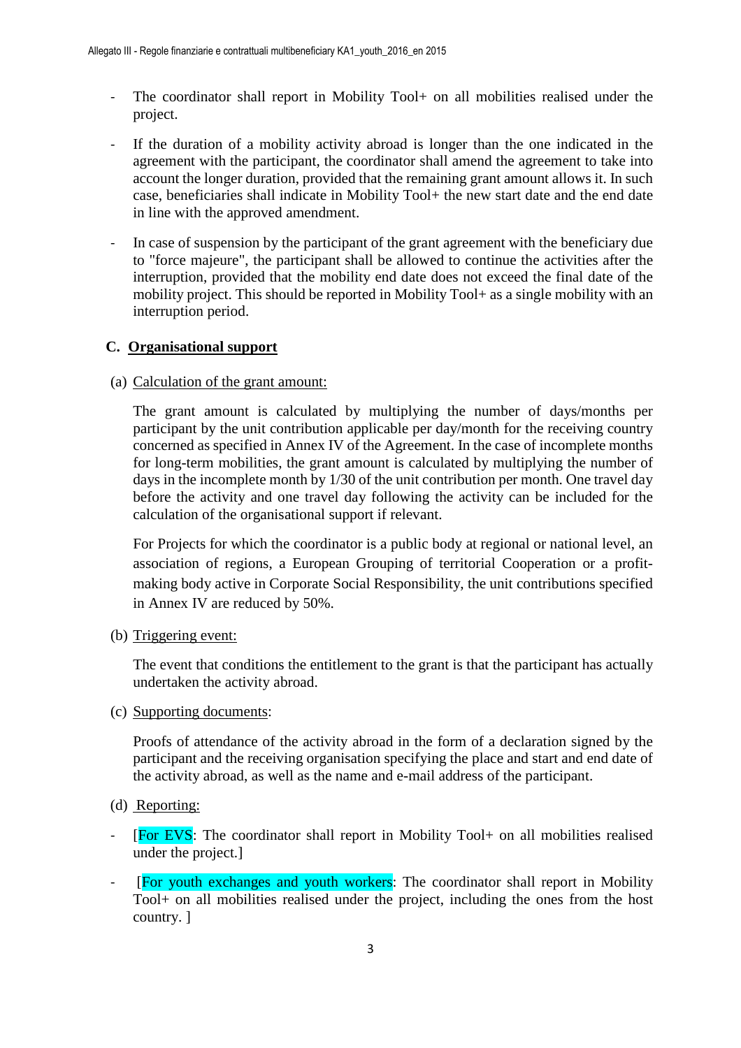- The coordinator shall report in Mobility Tool+ on all mobilities realised under the project.
- If the duration of a mobility activity abroad is longer than the one indicated in the agreement with the participant, the coordinator shall amend the agreement to take into account the longer duration, provided that the remaining grant amount allows it. In such case, beneficiaries shall indicate in Mobility Tool+ the new start date and the end date in line with the approved amendment.
- In case of suspension by the participant of the grant agreement with the beneficiary due to "force majeure", the participant shall be allowed to continue the activities after the interruption, provided that the mobility end date does not exceed the final date of the mobility project. This should be reported in Mobility Tool+ as a single mobility with an interruption period.

### C. Organisational support

(a) Calculation of the grant amount:

The grant amount is calculated by multiplying the number of days/months per participant by the unit contribution applicable per day/month for the receiving country concerned as specified in Annex IV of the Agreement. In the case of incomplete months for long-term mobilities, the grant amount is calculated by multiplying the number of days in the incomplete month by 1/30 of the unit contribution per month. One travel day before the activity and one travel day following the activity can be included for the calculation of the organisational support if relevant.

For Projects for which the coordinator is a public body at regional or national level, an association of regions, a European Grouping of territorial Cooperation or a profit-making body active in Corporate Social Responsibility, the unit contributions specified in Annex IV are reduced by 50%.

(b) Triggering event:

The event that conditions the entitlement to the grant is that the participant has actually undertaken the activity abroad.

(c) Supporting documents:

Proofs of attendance of the activity abroad in the form of a declaration signed by the participant and the receiving organisation specifying the place and start and end date of the activity abroad, as well as the name and e-mail address of the participant.

(d) Reporting:

- [For EVS: The coordinator shall report in Mobility Tool+ on all mobilities realised under the project.]
- [For youth exchanges and youth workers: The coordinator shall report in Mobility Tool+ on all mobilities realised under the project, including the ones from the host country. ]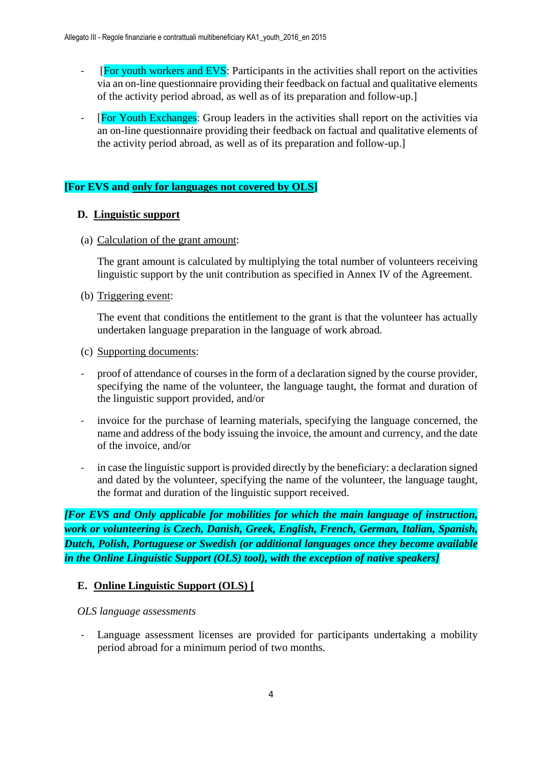- [For youth workers and EVS: Participants in the activities shall report on the activities via an on-line questionnaire providing their feedback on factual and qualitative elements of the activity period abroad, as well as of its preparation and follow-up.]

- [For Youth Exchanges: Group leaders in the activities shall report on the activities via an on-line questionnaire providing their feedback on factual and qualitative elements of the activity period abroad, as well as of its preparation and follow-up.]

**[For EVS and only for languages not covered by OLS]**

## D. Linguistic support

(a) Calculation of the grant amount:

The grant amount is calculated by multiplying the total number of volunteers receiving linguistic support by the unit contribution as specified in Annex IV of the Agreement.

(b) Triggering event:

The event that conditions the entitlement to the grant is that the volunteer has actually undertaken language preparation in the language of work abroad.

(c) Supporting documents:

- proof of attendance of courses in the form of a declaration signed by the course provider, specifying the name of the volunteer, the language taught, the format and duration of the linguistic support provided, and/or

- invoice for the purchase of learning materials, specifying the language concerned, the name and address of the body issuing the invoice, the amount and currency, and the date of the invoice, and/or

- in case the linguistic support is provided directly by the beneficiary: a declaration signed and dated by the volunteer, specifying the name of the volunteer, the language taught, the format and duration of the linguistic support received.

***[For EVS and Only applicable for mobilities for which the main language of instruction, work or volunteering is Czech, Danish, Greek, English, French, German, Italian, Spanish, Dutch, Polish, Portuguese or Swedish (or additional languages once they become available in the Online Linguistic Support (OLS) tool), with the exception of native speakers]***

## E. Online Linguistic Support (OLS) [

*OLS language assessments*

- Language assessment licenses are provided for participants undertaking a mobility period abroad for a minimum period of two months.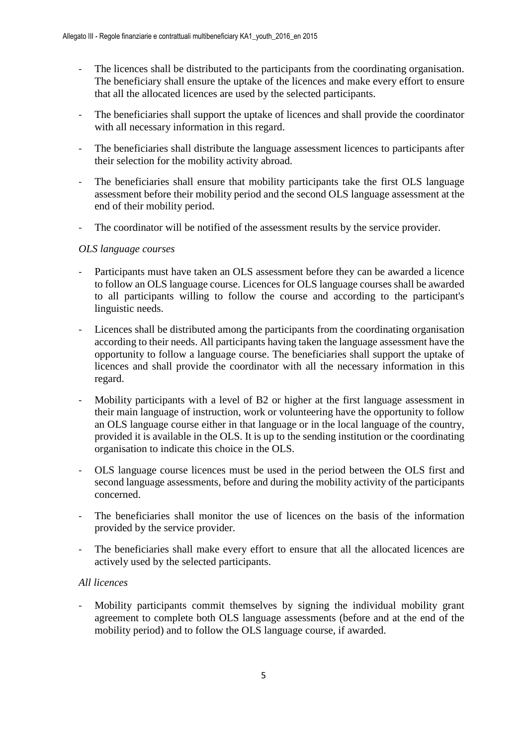- The licences shall be distributed to the participants from the coordinating organisation. The beneficiary shall ensure the uptake of the licences and make every effort to ensure that all the allocated licences are used by the selected participants.
- The beneficiaries shall support the uptake of licences and shall provide the coordinator with all necessary information in this regard.
- The beneficiaries shall distribute the language assessment licences to participants after their selection for the mobility activity abroad.
- The beneficiaries shall ensure that mobility participants take the first OLS language assessment before their mobility period and the second OLS language assessment at the end of their mobility period.
- The coordinator will be notified of the assessment results by the service provider.

*OLS language courses*

- Participants must have taken an OLS assessment before they can be awarded a licence to follow an OLS language course. Licences for OLS language courses shall be awarded to all participants willing to follow the course and according to the participant's linguistic needs.
- Licences shall be distributed among the participants from the coordinating organisation according to their needs. All participants having taken the language assessment have the opportunity to follow a language course. The beneficiaries shall support the uptake of licences and shall provide the coordinator with all the necessary information in this regard.
- Mobility participants with a level of B2 or higher at the first language assessment in their main language of instruction, work or volunteering have the opportunity to follow an OLS language course either in that language or in the local language of the country, provided it is available in the OLS. It is up to the sending institution or the coordinating organisation to indicate this choice in the OLS.
- OLS language course licences must be used in the period between the OLS first and second language assessments, before and during the mobility activity of the participants concerned.
- The beneficiaries shall monitor the use of licences on the basis of the information provided by the service provider.
- The beneficiaries shall make every effort to ensure that all the allocated licences are actively used by the selected participants.

*All licences*

- Mobility participants commit themselves by signing the individual mobility grant agreement to complete both OLS language assessments (before and at the end of the mobility period) and to follow the OLS language course, if awarded.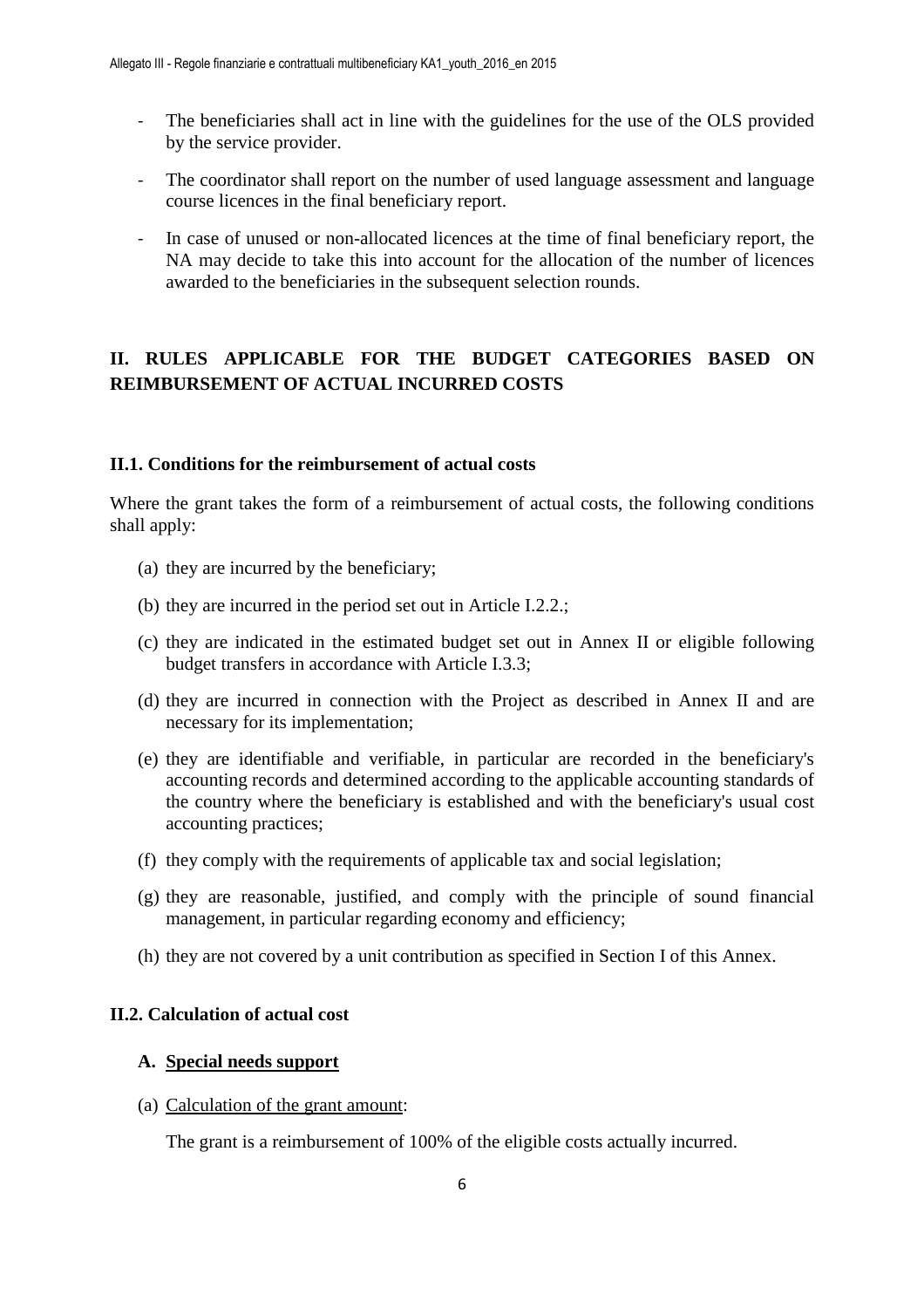- The beneficiaries shall act in line with the guidelines for the use of the OLS provided by the service provider.
- The coordinator shall report on the number of used language assessment and language course licences in the final beneficiary report.
- In case of unused or non-allocated licences at the time of final beneficiary report, the NA may decide to take this into account for the allocation of the number of licences awarded to the beneficiaries in the subsequent selection rounds.

## II. RULES APPLICABLE FOR THE BUDGET CATEGORIES BASED ON REIMBURSEMENT OF ACTUAL INCURRED COSTS

### II.1. Conditions for the reimbursement of actual costs

Where the grant takes the form of a reimbursement of actual costs, the following conditions shall apply:

(a) they are incurred by the beneficiary;

(b) they are incurred in the period set out in Article I.2.2.;

(c) they are indicated in the estimated budget set out in Annex II or eligible following budget transfers in accordance with Article I.3.3;

(d) they are incurred in connection with the Project as described in Annex II and are necessary for its implementation;

(e) they are identifiable and verifiable, in particular are recorded in the beneficiary's accounting records and determined according to the applicable accounting standards of the country where the beneficiary is established and with the beneficiary's usual cost accounting practices;

(f) they comply with the requirements of applicable tax and social legislation;

(g) they are reasonable, justified, and comply with the principle of sound financial management, in particular regarding economy and efficiency;

(h) they are not covered by a unit contribution as specified in Section I of this Annex.

### II.2. Calculation of actual cost

#### A. Special needs support

(a) Calculation of the grant amount:

The grant is a reimbursement of 100% of the eligible costs actually incurred.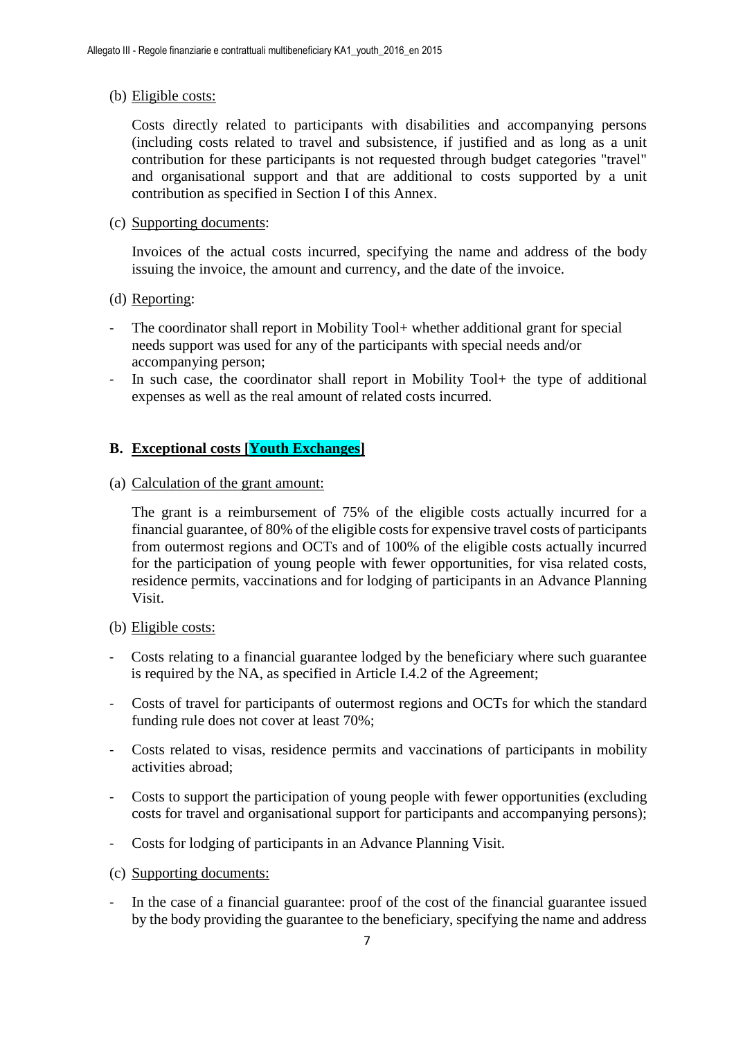(b) Eligible costs:

Costs directly related to participants with disabilities and accompanying persons (including costs related to travel and subsistence, if justified and as long as a unit contribution for these participants is not requested through budget categories "travel" and organisational support and that are additional to costs supported by a unit contribution as specified in Section I of this Annex.

(c) Supporting documents:

Invoices of the actual costs incurred, specifying the name and address of the body issuing the invoice, the amount and currency, and the date of the invoice.

(d) Reporting:

- The coordinator shall report in Mobility Tool+ whether additional grant for special needs support was used for any of the participants with special needs and/or accompanying person;
- In such case, the coordinator shall report in Mobility Tool+ the type of additional expenses as well as the real amount of related costs incurred.

**B. Exceptional costs [Youth Exchanges]**

(a) Calculation of the grant amount:

The grant is a reimbursement of 75% of the eligible costs actually incurred for a financial guarantee, of 80% of the eligible costs for expensive travel costs of participants from outermost regions and OCTs and of 100% of the eligible costs actually incurred for the participation of young people with fewer opportunities, for visa related costs, residence permits, vaccinations and for lodging of participants in an Advance Planning Visit.

(b) Eligible costs:

- Costs relating to a financial guarantee lodged by the beneficiary where such guarantee is required by the NA, as specified in Article I.4.2 of the Agreement;
- Costs of travel for participants of outermost regions and OCTs for which the standard funding rule does not cover at least 70%;
- Costs related to visas, residence permits and vaccinations of participants in mobility activities abroad;
- Costs to support the participation of young people with fewer opportunities (excluding costs for travel and organisational support for participants and accompanying persons);
- Costs for lodging of participants in an Advance Planning Visit.

(c) Supporting documents:

- In the case of a financial guarantee: proof of the cost of the financial guarantee issued by the body providing the guarantee to the beneficiary, specifying the name and address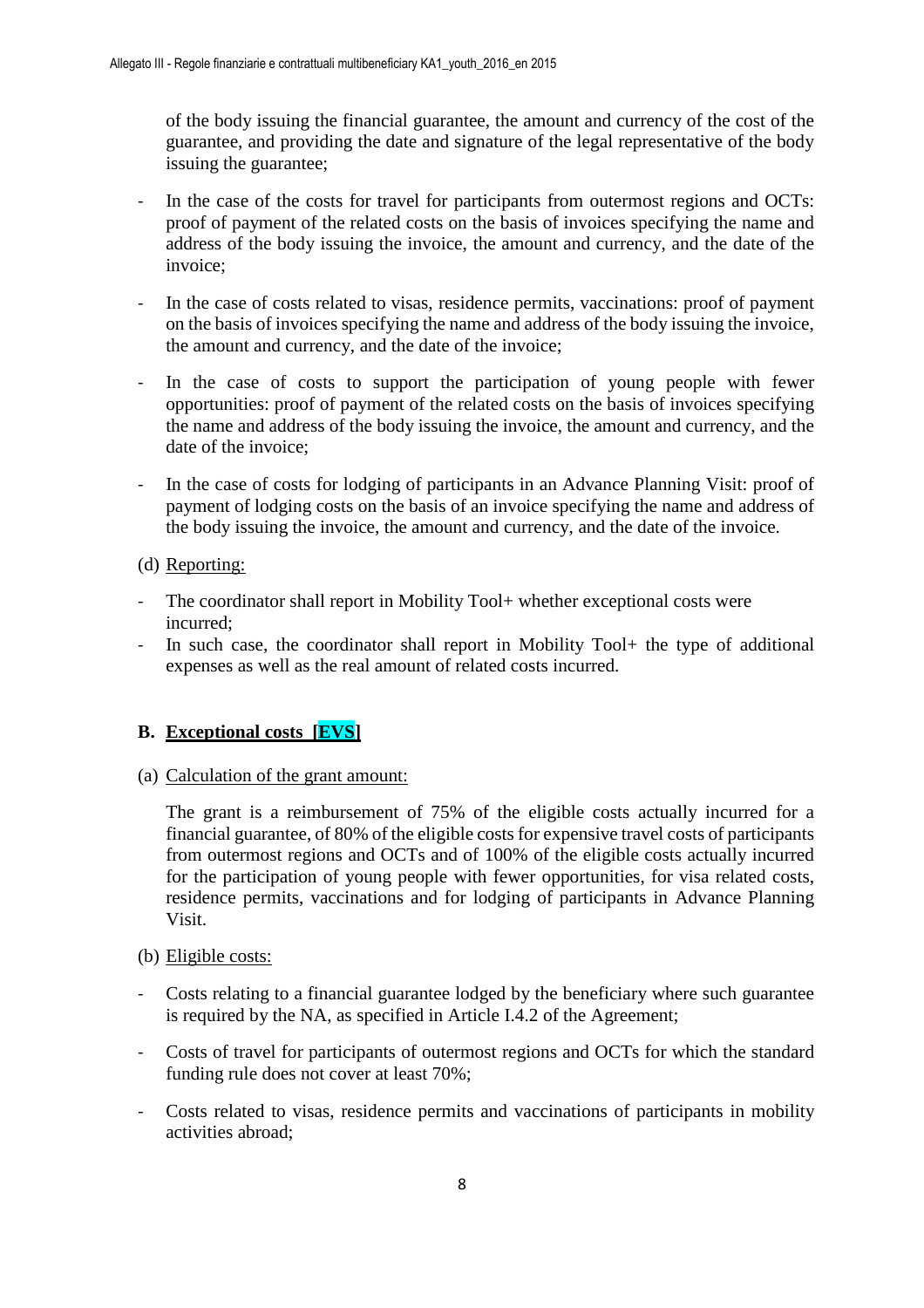of the body issuing the financial guarantee, the amount and currency of the cost of the guarantee, and providing the date and signature of the legal representative of the body issuing the guarantee;

- In the case of the costs for travel for participants from outermost regions and OCTs: proof of payment of the related costs on the basis of invoices specifying the name and address of the body issuing the invoice, the amount and currency, and the date of the invoice;

- In the case of costs related to visas, residence permits, vaccinations: proof of payment on the basis of invoices specifying the name and address of the body issuing the invoice, the amount and currency, and the date of the invoice;

- In the case of costs to support the participation of young people with fewer opportunities: proof of payment of the related costs on the basis of invoices specifying the name and address of the body issuing the invoice, the amount and currency, and the date of the invoice;

- In the case of costs for lodging of participants in an Advance Planning Visit: proof of payment of lodging costs on the basis of an invoice specifying the name and address of the body issuing the invoice, the amount and currency, and the date of the invoice.

(d) Reporting:

- The coordinator shall report in Mobility Tool+ whether exceptional costs were incurred;
- In such case, the coordinator shall report in Mobility Tool+ the type of additional expenses as well as the real amount of related costs incurred.

## B. Exceptional costs [EVS]

(a) Calculation of the grant amount:

The grant is a reimbursement of 75% of the eligible costs actually incurred for a financial guarantee, of 80% of the eligible costs for expensive travel costs of participants from outermost regions and OCTs and of 100% of the eligible costs actually incurred for the participation of young people with fewer opportunities, for visa related costs, residence permits, vaccinations and for lodging of participants in Advance Planning Visit.

(b) Eligible costs:

- Costs relating to a financial guarantee lodged by the beneficiary where such guarantee is required by the NA, as specified in Article I.4.2 of the Agreement;

- Costs of travel for participants of outermost regions and OCTs for which the standard funding rule does not cover at least 70%;

- Costs related to visas, residence permits and vaccinations of participants in mobility activities abroad;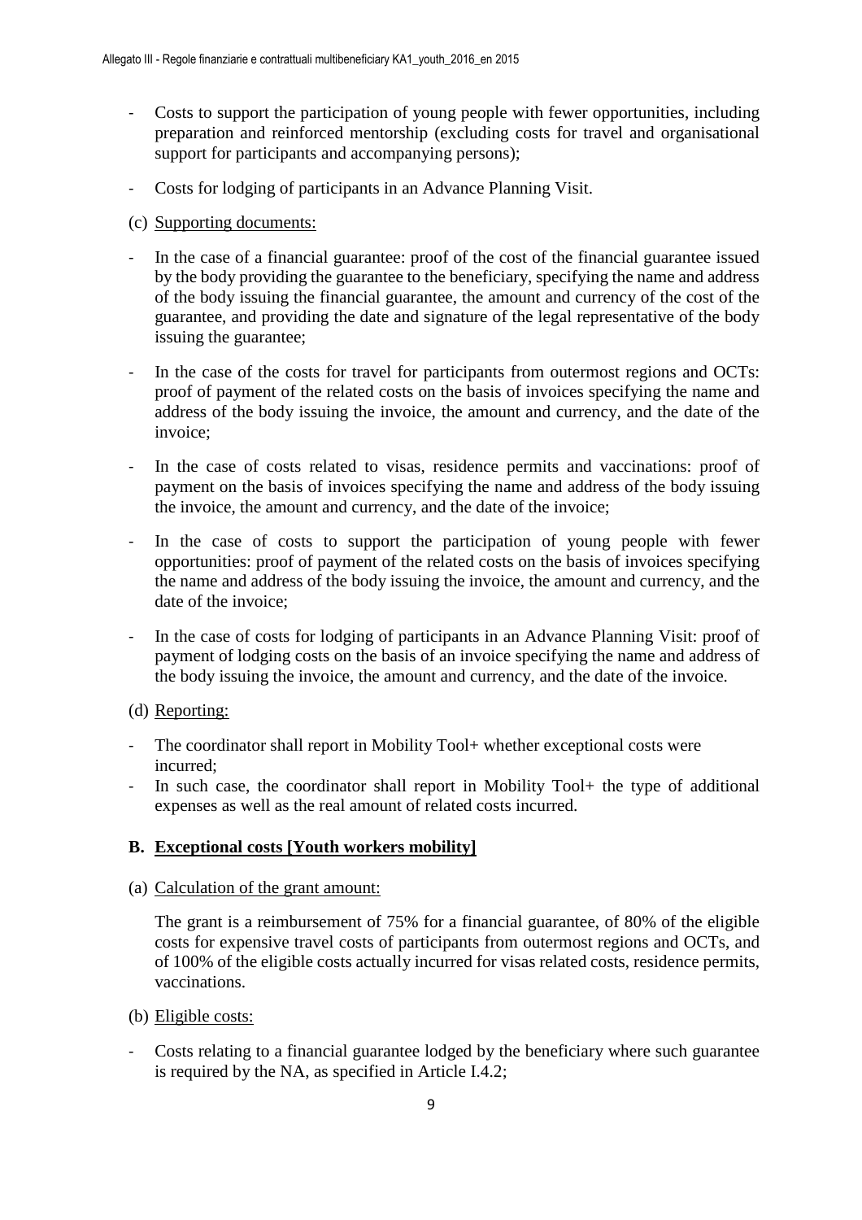- Costs to support the participation of young people with fewer opportunities, including preparation and reinforced mentorship (excluding costs for travel and organisational support for participants and accompanying persons);
- Costs for lodging of participants in an Advance Planning Visit.

(c) Supporting documents:

- In the case of a financial guarantee: proof of the cost of the financial guarantee issued by the body providing the guarantee to the beneficiary, specifying the name and address of the body issuing the financial guarantee, the amount and currency of the cost of the guarantee, and providing the date and signature of the legal representative of the body issuing the guarantee;
- In the case of the costs for travel for participants from outermost regions and OCTs: proof of payment of the related costs on the basis of invoices specifying the name and address of the body issuing the invoice, the amount and currency, and the date of the invoice;
- In the case of costs related to visas, residence permits and vaccinations: proof of payment on the basis of invoices specifying the name and address of the body issuing the invoice, the amount and currency, and the date of the invoice;
- In the case of costs to support the participation of young people with fewer opportunities: proof of payment of the related costs on the basis of invoices specifying the name and address of the body issuing the invoice, the amount and currency, and the date of the invoice;
- In the case of costs for lodging of participants in an Advance Planning Visit: proof of payment of lodging costs on the basis of an invoice specifying the name and address of the body issuing the invoice, the amount and currency, and the date of the invoice.

(d) Reporting:

- The coordinator shall report in Mobility Tool+ whether exceptional costs were incurred;
- In such case, the coordinator shall report in Mobility Tool+ the type of additional expenses as well as the real amount of related costs incurred.

### B. Exceptional costs [Youth workers mobility]

(a) Calculation of the grant amount:

The grant is a reimbursement of 75% for a financial guarantee, of 80% of the eligible costs for expensive travel costs of participants from outermost regions and OCTs, and of 100% of the eligible costs actually incurred for visas related costs, residence permits, vaccinations.

(b) Eligible costs:

- Costs relating to a financial guarantee lodged by the beneficiary where such guarantee is required by the NA, as specified in Article I.4.2;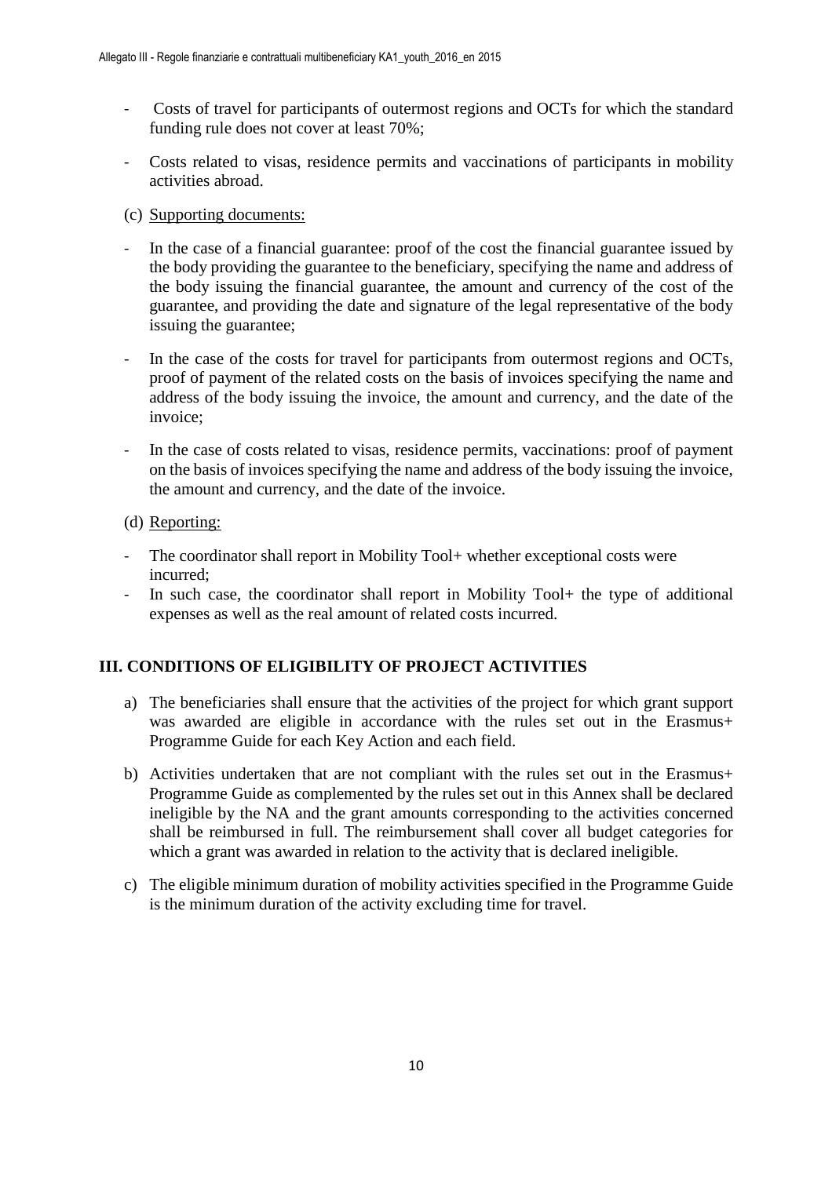- Costs of travel for participants of outermost regions and OCTs for which the standard funding rule does not cover at least 70%;

- Costs related to visas, residence permits and vaccinations of participants in mobility activities abroad.

(c) Supporting documents:

- In the case of a financial guarantee: proof of the cost the financial guarantee issued by the body providing the guarantee to the beneficiary, specifying the name and address of the body issuing the financial guarantee, the amount and currency of the cost of the guarantee, and providing the date and signature of the legal representative of the body issuing the guarantee;

- In the case of the costs for travel for participants from outermost regions and OCTs, proof of payment of the related costs on the basis of invoices specifying the name and address of the body issuing the invoice, the amount and currency, and the date of the invoice;

- In the case of costs related to visas, residence permits, vaccinations: proof of payment on the basis of invoices specifying the name and address of the body issuing the invoice, the amount and currency, and the date of the invoice.

(d) Reporting:

- The coordinator shall report in Mobility Tool+ whether exceptional costs were incurred;
- In such case, the coordinator shall report in Mobility Tool+ the type of additional expenses as well as the real amount of related costs incurred.

## III. CONDITIONS OF ELIGIBILITY OF PROJECT ACTIVITIES

a) The beneficiaries shall ensure that the activities of the project for which grant support was awarded are eligible in accordance with the rules set out in the Erasmus+ Programme Guide for each Key Action and each field.

b) Activities undertaken that are not compliant with the rules set out in the Erasmus+ Programme Guide as complemented by the rules set out in this Annex shall be declared ineligible by the NA and the grant amounts corresponding to the activities concerned shall be reimbursed in full. The reimbursement shall cover all budget categories for which a grant was awarded in relation to the activity that is declared ineligible.

c) The eligible minimum duration of mobility activities specified in the Programme Guide is the minimum duration of the activity excluding time for travel.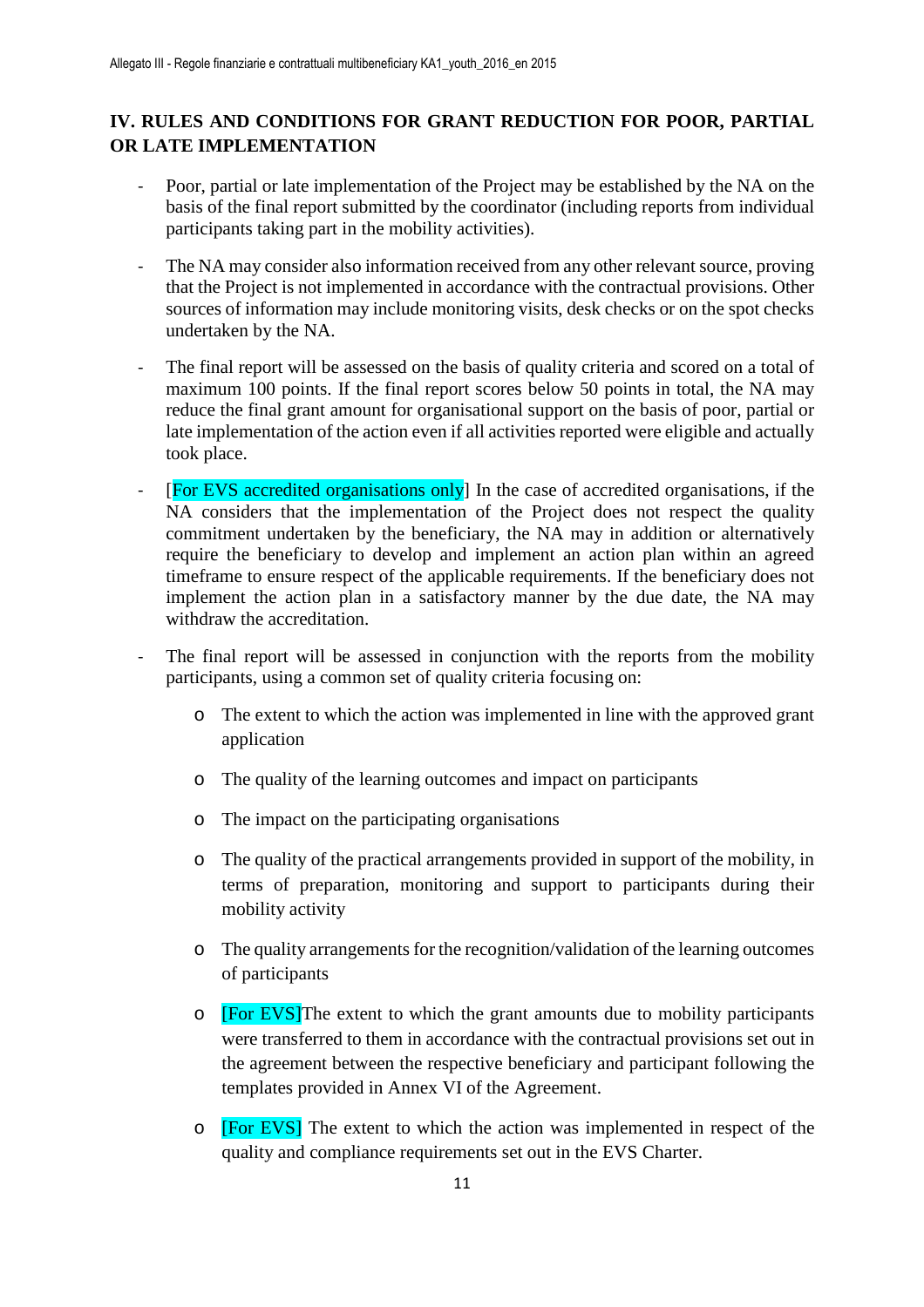## IV. RULES AND CONDITIONS FOR GRANT REDUCTION FOR POOR, PARTIAL OR LATE IMPLEMENTATION

- Poor, partial or late implementation of the Project may be established by the NA on the basis of the final report submitted by the coordinator (including reports from individual participants taking part in the mobility activities).
- The NA may consider also information received from any other relevant source, proving that the Project is not implemented in accordance with the contractual provisions. Other sources of information may include monitoring visits, desk checks or on the spot checks undertaken by the NA.
- The final report will be assessed on the basis of quality criteria and scored on a total of maximum 100 points. If the final report scores below 50 points in total, the NA may reduce the final grant amount for organisational support on the basis of poor, partial or late implementation of the action even if all activities reported were eligible and actually took place.
- [For EVS accredited organisations only] In the case of accredited organisations, if the NA considers that the implementation of the Project does not respect the quality commitment undertaken by the beneficiary, the NA may in addition or alternatively require the beneficiary to develop and implement an action plan within an agreed timeframe to ensure respect of the applicable requirements. If the beneficiary does not implement the action plan in a satisfactory manner by the due date, the NA may withdraw the accreditation.
- The final report will be assessed in conjunction with the reports from the mobility participants, using a common set of quality criteria focusing on:
  - The extent to which the action was implemented in line with the approved grant application
  - The quality of the learning outcomes and impact on participants
  - The impact on the participating organisations
  - The quality of the practical arrangements provided in support of the mobility, in terms of preparation, monitoring and support to participants during their mobility activity
  - The quality arrangements for the recognition/validation of the learning outcomes of participants
  - [For EVS]The extent to which the grant amounts due to mobility participants were transferred to them in accordance with the contractual provisions set out in the agreement between the respective beneficiary and participant following the templates provided in Annex VI of the Agreement.
  - [For EVS] The extent to which the action was implemented in respect of the quality and compliance requirements set out in the EVS Charter.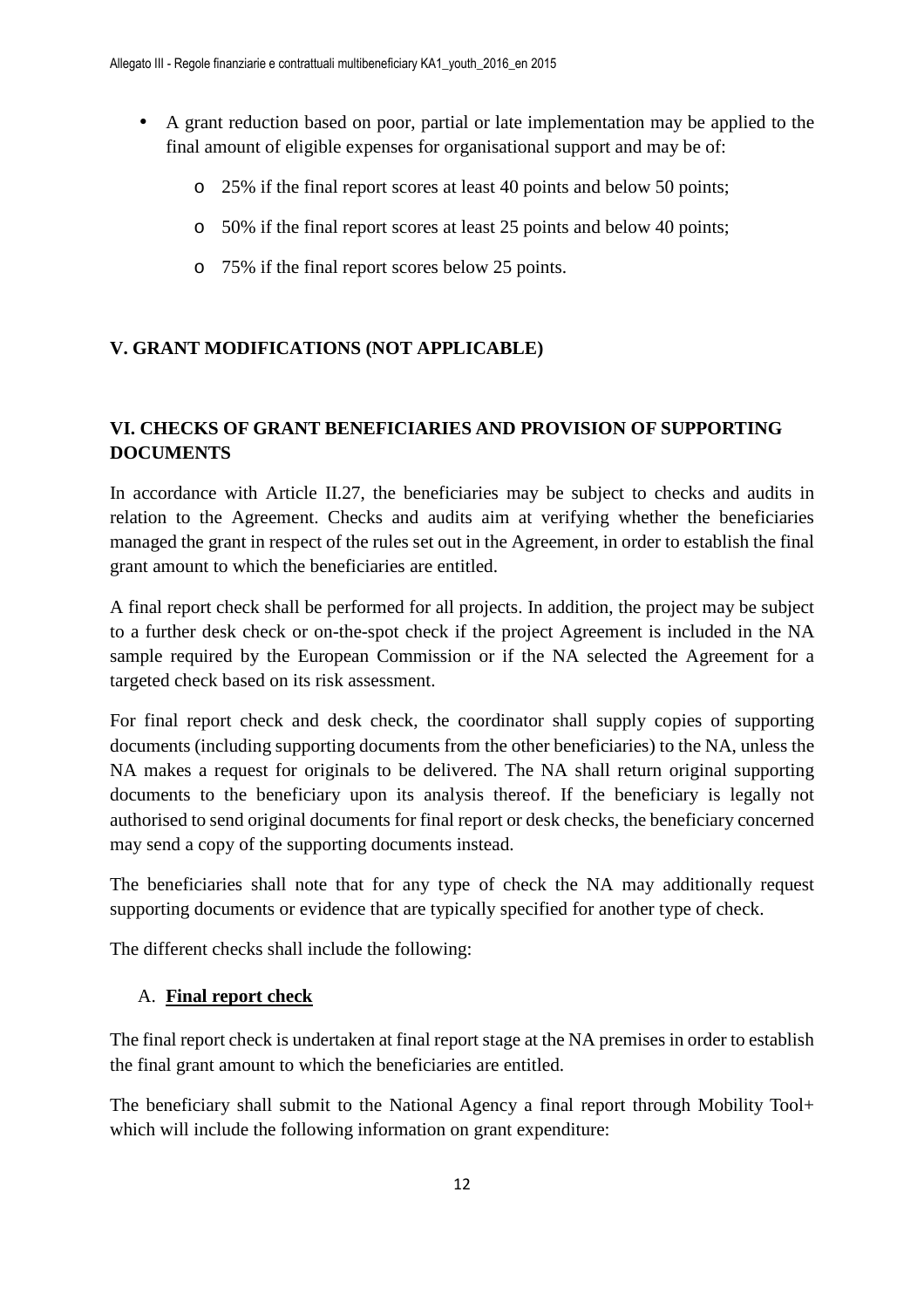- A grant reduction based on poor, partial or late implementation may be applied to the final amount of eligible expenses for organisational support and may be of:
  - 25% if the final report scores at least 40 points and below 50 points;
  - 50% if the final report scores at least 25 points and below 40 points;
  - 75% if the final report scores below 25 points.

## V. GRANT MODIFICATIONS (NOT APPLICABLE)

## VI. CHECKS OF GRANT BENEFICIARIES AND PROVISION OF SUPPORTING DOCUMENTS

In accordance with Article II.27, the beneficiaries may be subject to checks and audits in relation to the Agreement. Checks and audits aim at verifying whether the beneficiaries managed the grant in respect of the rules set out in the Agreement, in order to establish the final grant amount to which the beneficiaries are entitled.

A final report check shall be performed for all projects. In addition, the project may be subject to a further desk check or on-the-spot check if the project Agreement is included in the NA sample required by the European Commission or if the NA selected the Agreement for a targeted check based on its risk assessment.

For final report check and desk check, the coordinator shall supply copies of supporting documents (including supporting documents from the other beneficiaries) to the NA, unless the NA makes a request for originals to be delivered. The NA shall return original supporting documents to the beneficiary upon its analysis thereof. If the beneficiary is legally not authorised to send original documents for final report or desk checks, the beneficiary concerned may send a copy of the supporting documents instead.

The beneficiaries shall note that for any type of check the NA may additionally request supporting documents or evidence that are typically specified for another type of check.

The different checks shall include the following:

### A. **Final report check**

The final report check is undertaken at final report stage at the NA premises in order to establish the final grant amount to which the beneficiaries are entitled.

The beneficiary shall submit to the National Agency a final report through Mobility Tool+ which will include the following information on grant expenditure: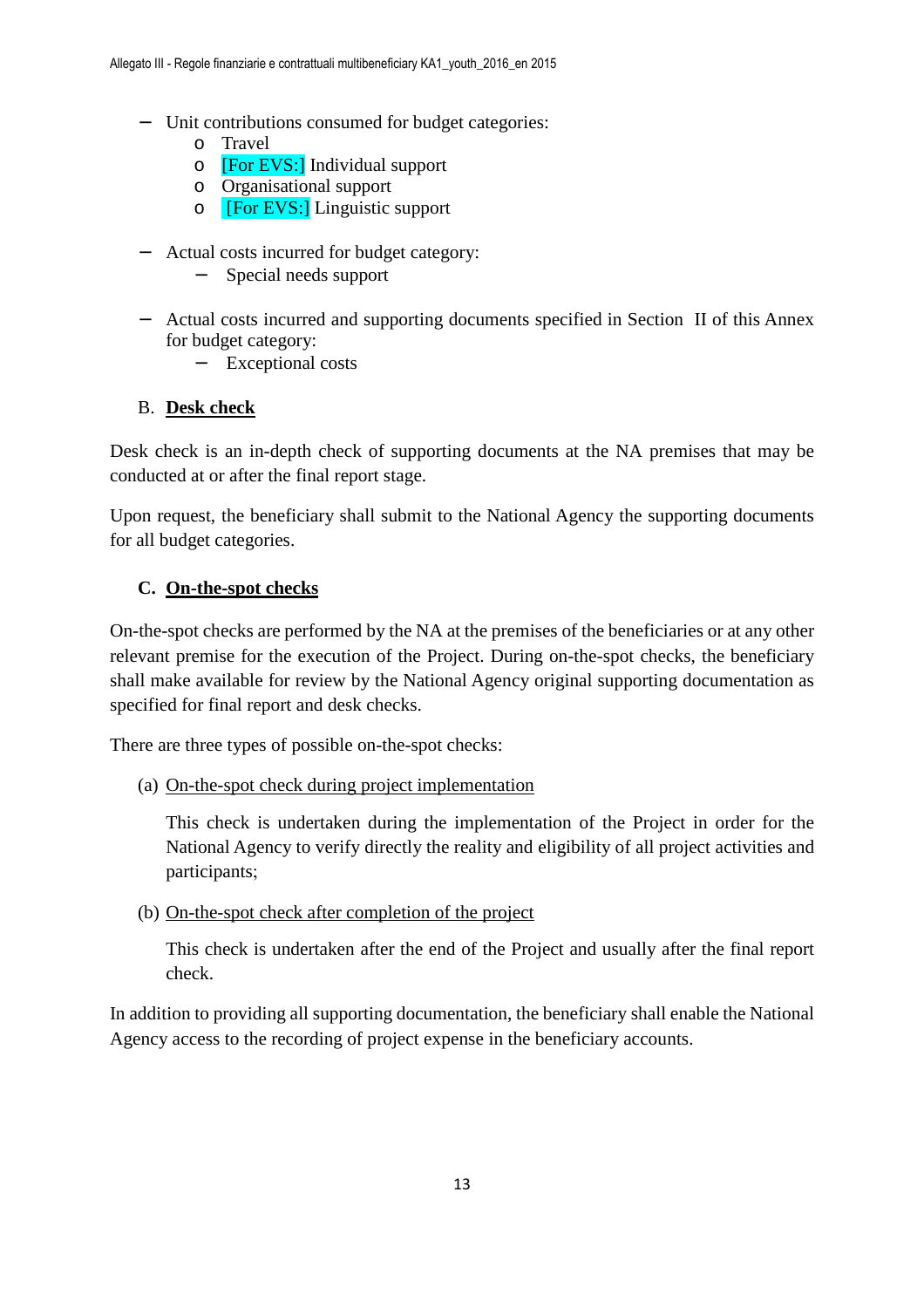- Unit contributions consumed for budget categories:
  - Travel
  - [For EVS:] Individual support
  - Organisational support
  - [For EVS:] Linguistic support

- Actual costs incurred for budget category:
  - Special needs support

- Actual costs incurred and supporting documents specified in Section II of this Annex for budget category:
  - Exceptional costs

B. **Desk check**

Desk check is an in-depth check of supporting documents at the NA premises that may be conducted at or after the final report stage.

Upon request, the beneficiary shall submit to the National Agency the supporting documents for all budget categories.

**C. On-the-spot checks**

On-the-spot checks are performed by the NA at the premises of the beneficiaries or at any other relevant premise for the execution of the Project. During on-the-spot checks, the beneficiary shall make available for review by the National Agency original supporting documentation as specified for final report and desk checks.

There are three types of possible on-the-spot checks:

(a) On-the-spot check during project implementation

This check is undertaken during the implementation of the Project in order for the National Agency to verify directly the reality and eligibility of all project activities and participants;

(b) On-the-spot check after completion of the project

This check is undertaken after the end of the Project and usually after the final report check.

In addition to providing all supporting documentation, the beneficiary shall enable the National Agency access to the recording of project expense in the beneficiary accounts.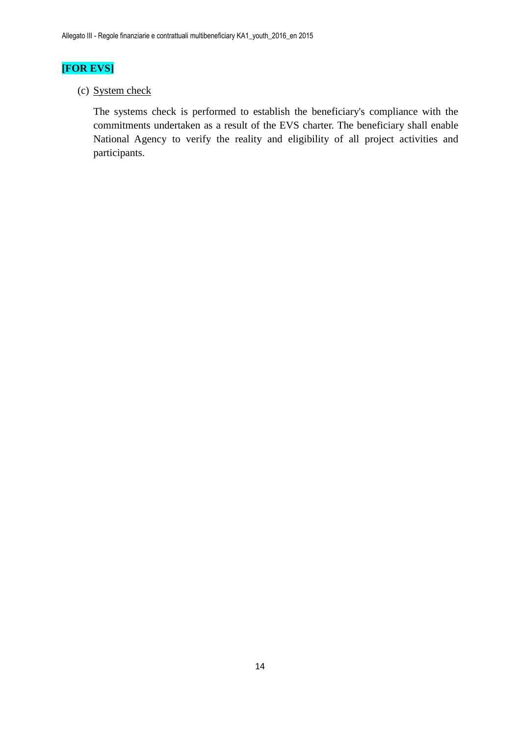**[FOR EVS]**

(c) <u>System check</u>

The systems check is performed to establish the beneficiary's compliance with the commitments undertaken as a result of the EVS charter. The beneficiary shall enable National Agency to verify the reality and eligibility of all project activities and participants.